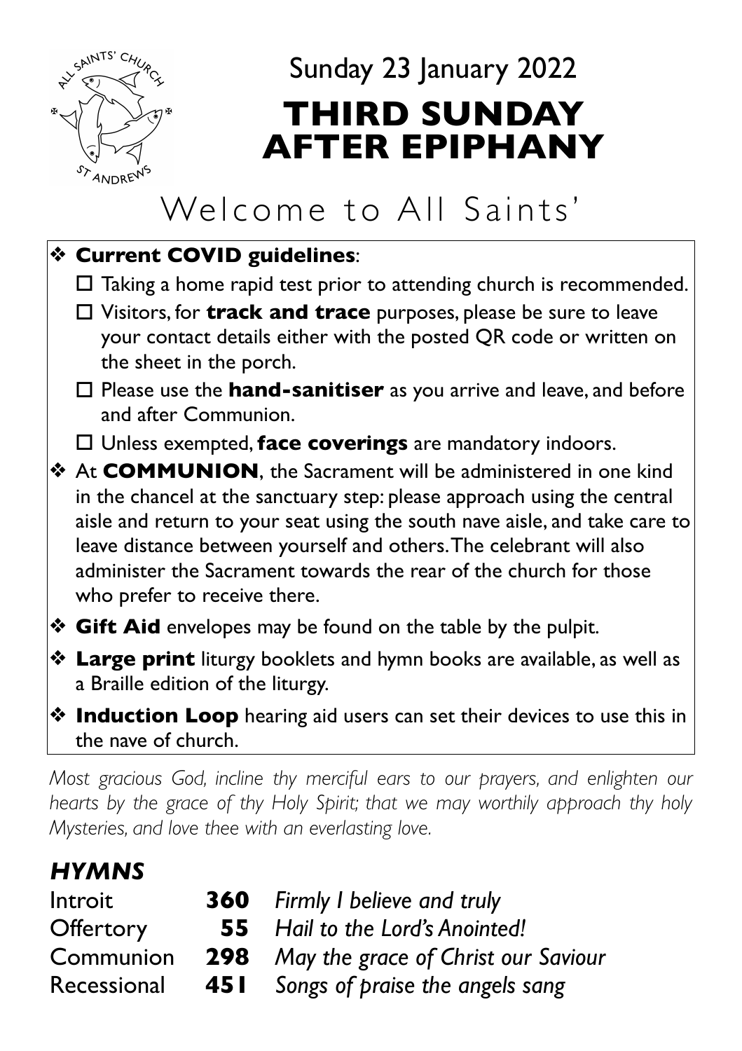Sunday 23 January 2022

# THIRD SUNDAY AFTER EPIPHANY

## Welcome to All Saints'

- **Current COVID guidelines**:
  - ☐ Taking a home rapid test prior to attending church is recommended.
  - ☐ Visitors, for **track and trace** purposes, please be sure to leave your contact details either with the posted QR code or written on the sheet in the porch.
  - ☐ Please use the **hand-sanitiser** as you arrive and leave, and before and after Communion.
  - ☐ Unless exempted, **face coverings** are mandatory indoors.
- At **COMMUNION**, the Sacrament will be administered in one kind in the chancel at the sanctuary step: please approach using the central aisle and return to your seat using the south nave aisle, and take care to leave distance between yourself and others. The celebrant will also administer the Sacrament towards the rear of the church for those who prefer to receive there.
- **Gift Aid** envelopes may be found on the table by the pulpit.
- **Large print** liturgy booklets and hymn books are available, as well as a Braille edition of the liturgy.
- **Induction Loop** hearing aid users can set their devices to use this in the nave of church.

*Most gracious God, incline thy merciful ears to our prayers, and enlighten our hearts by the grace of thy Holy Spirit; that we may worthily approach thy holy Mysteries, and love thee with an everlasting love.*

### *HYMNS*

| | | |
|---|---|---|
| Introit | **360** | *Firmly I believe and truly* |
| Offertory | **55** | *Hail to the Lord's Anointed!* |
| Communion | **298** | *May the grace of Christ our Saviour* |
| Recessional | **451** | *Songs of praise the angels sang* |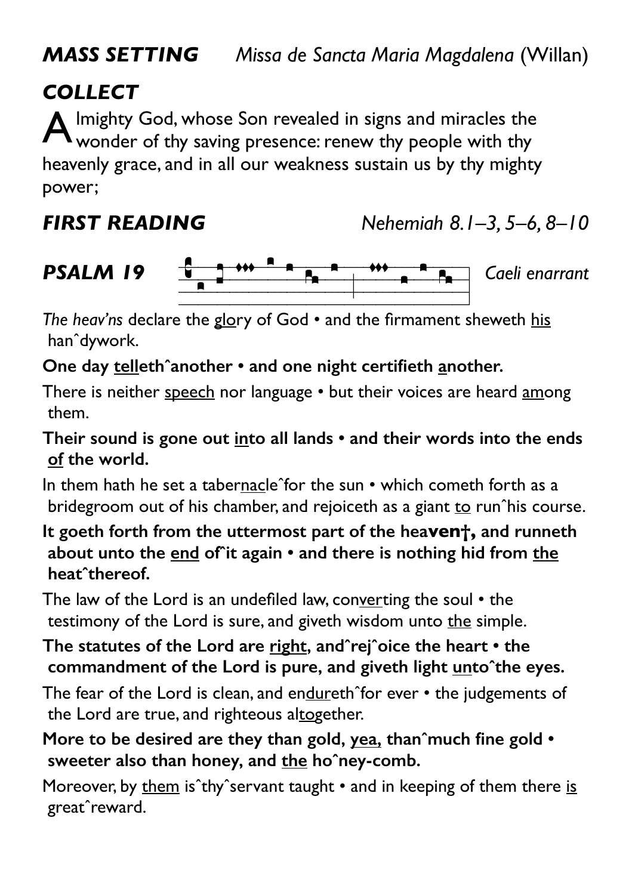***MASS SETTING*** *Missa de Sancta Maria Magdalena* (Willan)

## *COLLECT*

Almighty God, whose Son revealed in signs and miracles the wonder of thy saving presence: renew thy people with thy heavenly grace, and in all our weakness sustain us by thy mighty power;

***FIRST READING*** *Nehemiah 8.1–3, 5–6, 8–10*

***PSALM 19*** *Caeli enarrant*

*The heav'ns* declare the <u>glo</u>ry of God • and the firmament sheweth <u>his</u> hanˆdywork.

**One day <u>tell</u>ethˆanother • and one night certifieth <u>a</u>nother.**

There is neither <u>speech</u> nor language • but their voices are heard <u>am</u>ong them.

**Their sound is gone out <u>in</u>to all lands • and their words into the ends <u>of</u> the world.**

In them hath he set a taber<u>nac</u>leˆfor the sun • which cometh forth as a bridegroom out of his chamber, and rejoiceth as a giant <u>to</u> runˆhis course.

**It goeth forth from the uttermost part of the heaven†, and runneth about unto the <u>end</u> ofˆit again • and there is nothing hid from <u>the</u> heatˆthereof.**

The law of the Lord is an undefiled law, con<u>ver</u>ting the soul • the testimony of the Lord is sure, and giveth wisdom unto <u>the</u> simple.

**The statutes of the Lord are <u>right</u>, andˆrejˆoice the heart • the commandment of the Lord is pure, and giveth light <u>un</u>toˆthe eyes.**

The fear of the Lord is clean, and en<u>dur</u>ethˆfor ever • the judgements of the Lord are true, and righteous al<u>to</u>gether.

**More to be desired are they than gold, <u>yea,</u> thanˆmuch fine gold • sweeter also than honey, and <u>the</u> hoˆney-comb.**

Moreover, by <u>them</u> isˆthyˆservant taught • and in keeping of them there <u>is</u> greatˆreward.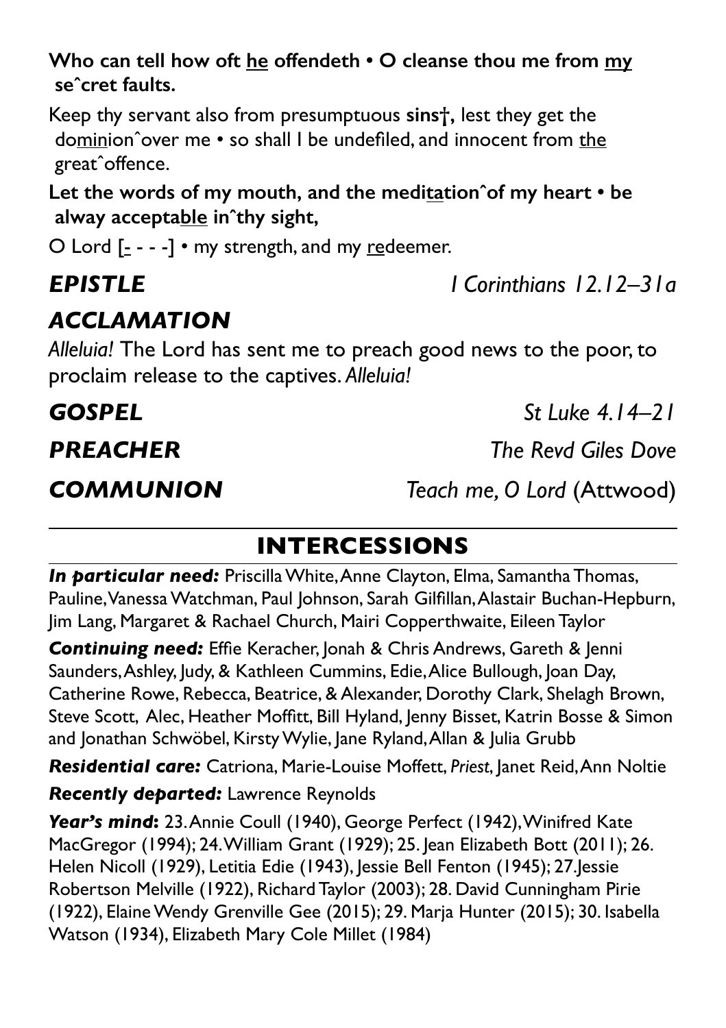**Who can tell how oft he offendeth • O cleanse thou me from my se˘cret faults.**

Keep thy servant also from presumptuous **sins†,** lest they get the dominion˘over me • so shall I be undefiled, and innocent from the great˘offence.

**Let the words of my mouth, and the meditation˘of my heart • be alway acceptable in˘thy sight,**

O Lord [- - - -] • my strength, and my redeemer.

***EPISTLE*** *I Corinthians 12.12–31a*

## *ACCLAMATION*

*Alleluia!* The Lord has sent me to preach good news to the poor, to proclaim release to the captives. *Alleluia!*

***GOSPEL*** *St Luke 4.14–21*

***PREACHER*** *The Revd Giles Dove*

***COMMUNION*** *Teach me, O Lord* (Attwood)

## INTERCESSIONS

***In particular need:*** Priscilla White, Anne Clayton, Elma, Samantha Thomas, Pauline, Vanessa Watchman, Paul Johnson, Sarah Gilfillan, Alastair Buchan-Hepburn, Jim Lang, Margaret & Rachael Church, Mairi Copperthwaite, Eileen Taylor

***Continuing need:*** Effie Keracher, Jonah & Chris Andrews, Gareth & Jenni Saunders, Ashley, Judy, & Kathleen Cummins, Edie, Alice Bullough, Joan Day, Catherine Rowe, Rebecca, Beatrice, & Alexander, Dorothy Clark, Shelagh Brown, Steve Scott, Alec, Heather Moffitt, Bill Hyland, Jenny Bisset, Katrin Bosse & Simon and Jonathan Schwöbel, Kirsty Wylie, Jane Ryland, Allan & Julia Grubb

***Residential care:*** Catriona, Marie-Louise Moffett, *Priest*, Janet Reid, Ann Noltie

***Recently departed:*** Lawrence Reynolds

***Year's mind:*** 23. Annie Coull (1940), George Perfect (1942), Winifred Kate MacGregor (1994); 24. William Grant (1929); 25. Jean Elizabeth Bott (2011); 26. Helen Nicoll (1929), Letitia Edie (1943), Jessie Bell Fenton (1945); 27. Jessie Robertson Melville (1922), Richard Taylor (2003); 28. David Cunningham Pirie (1922), Elaine Wendy Grenville Gee (2015); 29. Marja Hunter (2015); 30. Isabella Watson (1934), Elizabeth Mary Cole Millet (1984)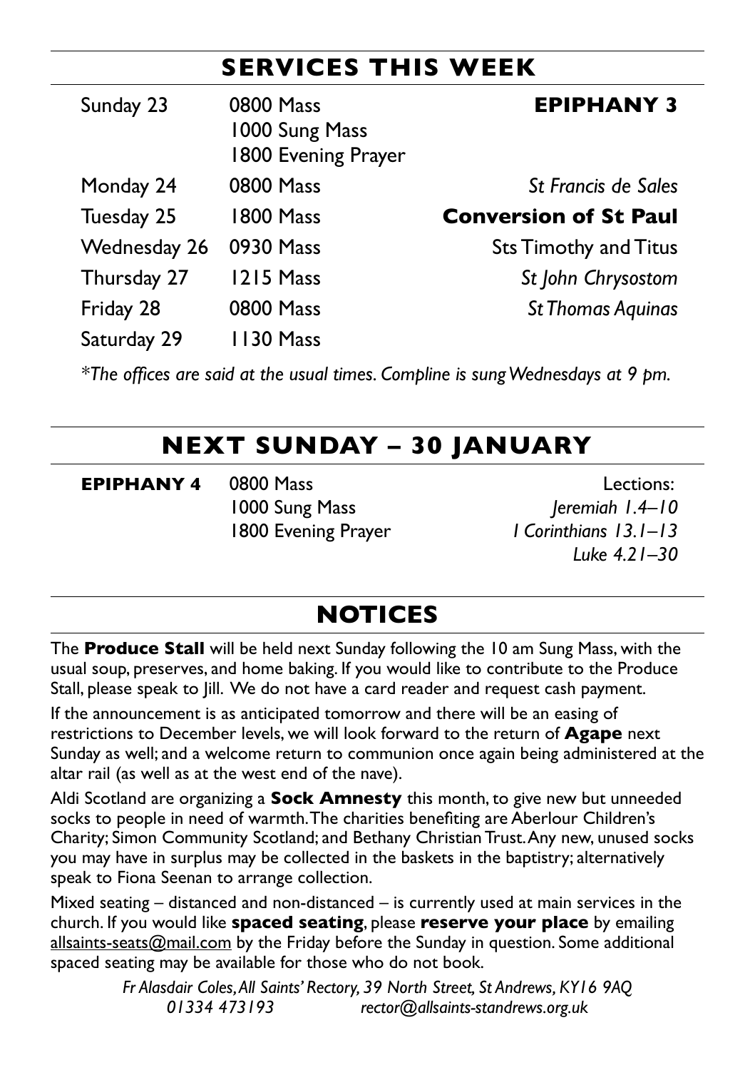## SERVICES THIS WEEK

| | | |
|---|---|---|
| Sunday 23 | 0800 Mass<br>1000 Sung Mass<br>1800 Evening Prayer | **EPIPHANY 3** |
| Monday 24 | 0800 Mass | *St Francis de Sales* |
| Tuesday 25 | 1800 Mass | **Conversion of St Paul** |
| Wednesday 26 | 0930 Mass | Sts Timothy and Titus |
| Thursday 27 | 1215 Mass | *St John Chrysostom* |
| Friday 28 | 0800 Mass | *St Thomas Aquinas* |
| Saturday 29 | 1130 Mass | |

**The offices are said at the usual times. Compline is sung Wednesdays at 9 pm.*

## NEXT SUNDAY – 30 JANUARY

| | | |
|---|---|---|
| **EPIPHANY 4** | 0800 Mass<br>1000 Sung Mass<br>1800 Evening Prayer | Lections:<br>*Jeremiah 1.4–10*<br>*1 Corinthians 13.1–13*<br>*Luke 4.21–30* |

## NOTICES

The **Produce Stall** will be held next Sunday following the 10 am Sung Mass, with the usual soup, preserves, and home baking. If you would like to contribute to the Produce Stall, please speak to Jill. We do not have a card reader and request cash payment.

If the announcement is as anticipated tomorrow and there will be an easing of restrictions to December levels, we will look forward to the return of **Agape** next Sunday as well; and a welcome return to communion once again being administered at the altar rail (as well as at the west end of the nave).

Aldi Scotland are organizing a **Sock Amnesty** this month, to give new but unneeded socks to people in need of warmth. The charities benefiting are Aberlour Children's Charity; Simon Community Scotland; and Bethany Christian Trust. Any new, unused socks you may have in surplus may be collected in the baskets in the baptistry; alternatively speak to Fiona Seenan to arrange collection.

Mixed seating – distanced and non-distanced – is currently used at main services in the church. If you would like **spaced seating**, please **reserve your place** by emailing allsaints-seats@mail.com by the Friday before the Sunday in question. Some additional spaced seating may be available for those who do not book.

*Fr Alasdair Coles, All Saints' Rectory, 39 North Street, St Andrews, KY16 9AQ*
*01334 473193 rector@allsaints-standrews.org.uk*